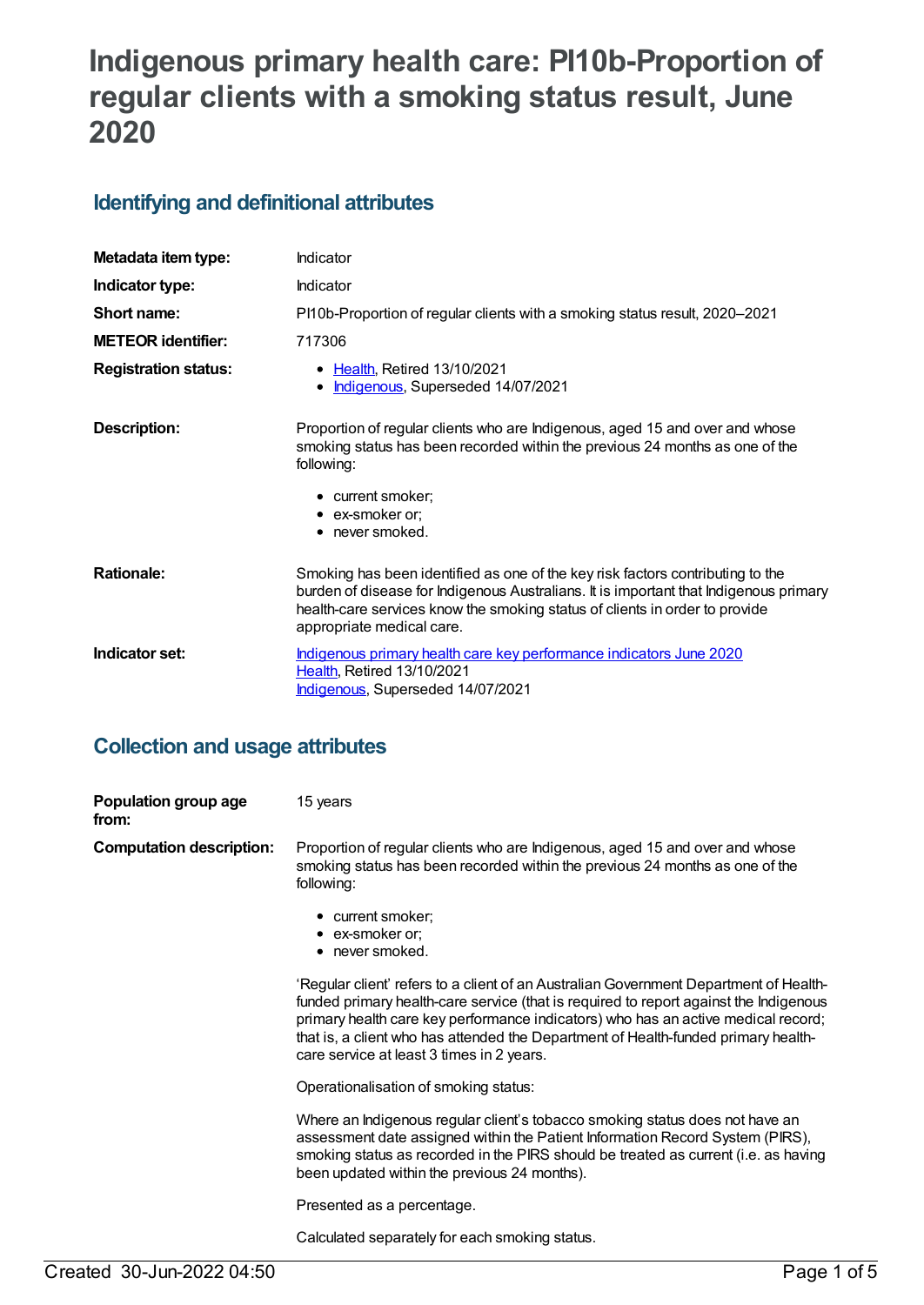# Indigenous primary health care: PI10b-Proportion of regular clients with a smoking status result, June 2020

## Identifying and definitional attributes

| | |
|---|---|
| **Metadata item type:** | Indicator |
| **Indicator type:** | Indicator |
| **Short name:** | PI10b-Proportion of regular clients with a smoking status result, 2020–2021 |
| **METEOR identifier:** | 717306 |
| **Registration status:** | • Health, Retired 13/10/2021<br>• Indigenous, Superseded 14/07/2021 |
| **Description:** | Proportion of regular clients who are Indigenous, aged 15 and over and whose smoking status has been recorded within the previous 24 months as one of the following:<br>• current smoker;<br>• ex-smoker or;<br>• never smoked. |
| **Rationale:** | Smoking has been identified as one of the key risk factors contributing to the burden of disease for Indigenous Australians. It is important that Indigenous primary health-care services know the smoking status of clients in order to provide appropriate medical care. |
| **Indicator set:** | Indigenous primary health care key performance indicators June 2020<br>Health, Retired 13/10/2021<br>Indigenous, Superseded 14/07/2021 |

## Collection and usage attributes

**Population group age from:** 15 years

**Computation description:**

Proportion of regular clients who are Indigenous, aged 15 and over and whose smoking status has been recorded within the previous 24 months as one of the following:

- current smoker;
- ex-smoker or;
- never smoked.

'Regular client' refers to a client of an Australian Government Department of Health-funded primary health-care service (that is required to report against the Indigenous primary health care key performance indicators) who has an active medical record; that is, a client who has attended the Department of Health-funded primary health-care service at least 3 times in 2 years.

Operationalisation of smoking status:

Where an Indigenous regular client's tobacco smoking status does not have an assessment date assigned within the Patient Information Record System (PIRS), smoking status as recorded in the PIRS should be treated as current (i.e. as having been updated within the previous 24 months).

Presented as a percentage.

Calculated separately for each smoking status.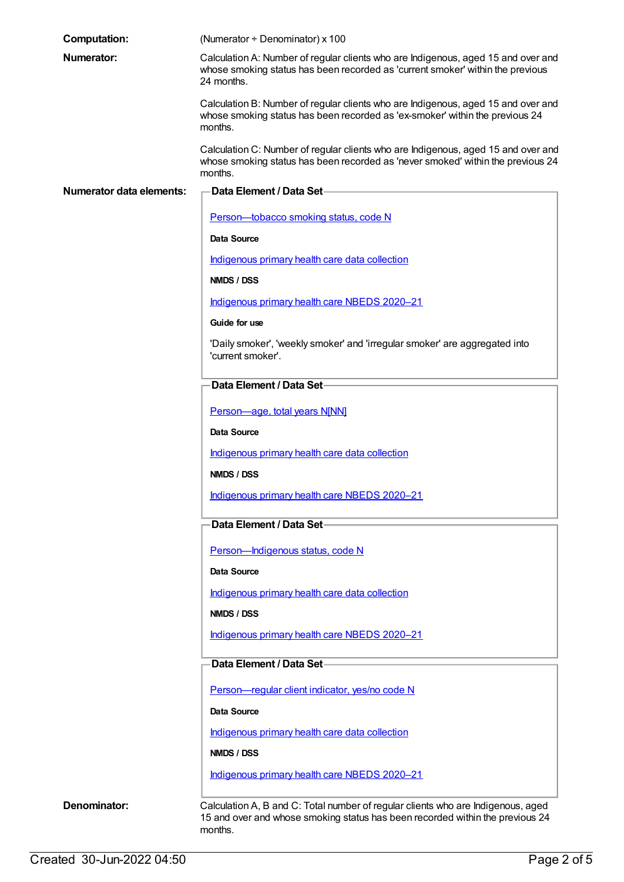**Computation:** (Numerator ÷ Denominator) x 100

**Numerator:** Calculation A: Number of regular clients who are Indigenous, aged 15 and over and whose smoking status has been recorded as 'current smoker' within the previous 24 months.

Calculation B: Number of regular clients who are Indigenous, aged 15 and over and whose smoking status has been recorded as 'ex-smoker' within the previous 24 months.

Calculation C: Number of regular clients who are Indigenous, aged 15 and over and whose smoking status has been recorded as 'never smoked' within the previous 24 months.

**Numerator data elements:**

**Data Element / Data Set**

Person—tobacco smoking status, code N

**Data Source**

Indigenous primary health care data collection

**NMDS / DSS**

Indigenous primary health care NBEDS 2020–21

**Guide for use**

'Daily smoker', 'weekly smoker' and 'irregular smoker' are aggregated into 'current smoker'.

**Data Element / Data Set**

Person—age, total years N[NN]

**Data Source**

Indigenous primary health care data collection

**NMDS / DSS**

Indigenous primary health care NBEDS 2020–21

**Data Element / Data Set**

Person—Indigenous status, code N

**Data Source**

Indigenous primary health care data collection

**NMDS / DSS**

Indigenous primary health care NBEDS 2020–21

**Data Element / Data Set**

Person—regular client indicator, yes/no code N

**Data Source**

Indigenous primary health care data collection

**NMDS / DSS**

Indigenous primary health care NBEDS 2020–21

**Denominator:** Calculation A, B and C: Total number of regular clients who are Indigenous, aged 15 and over and whose smoking status has been recorded within the previous 24 months.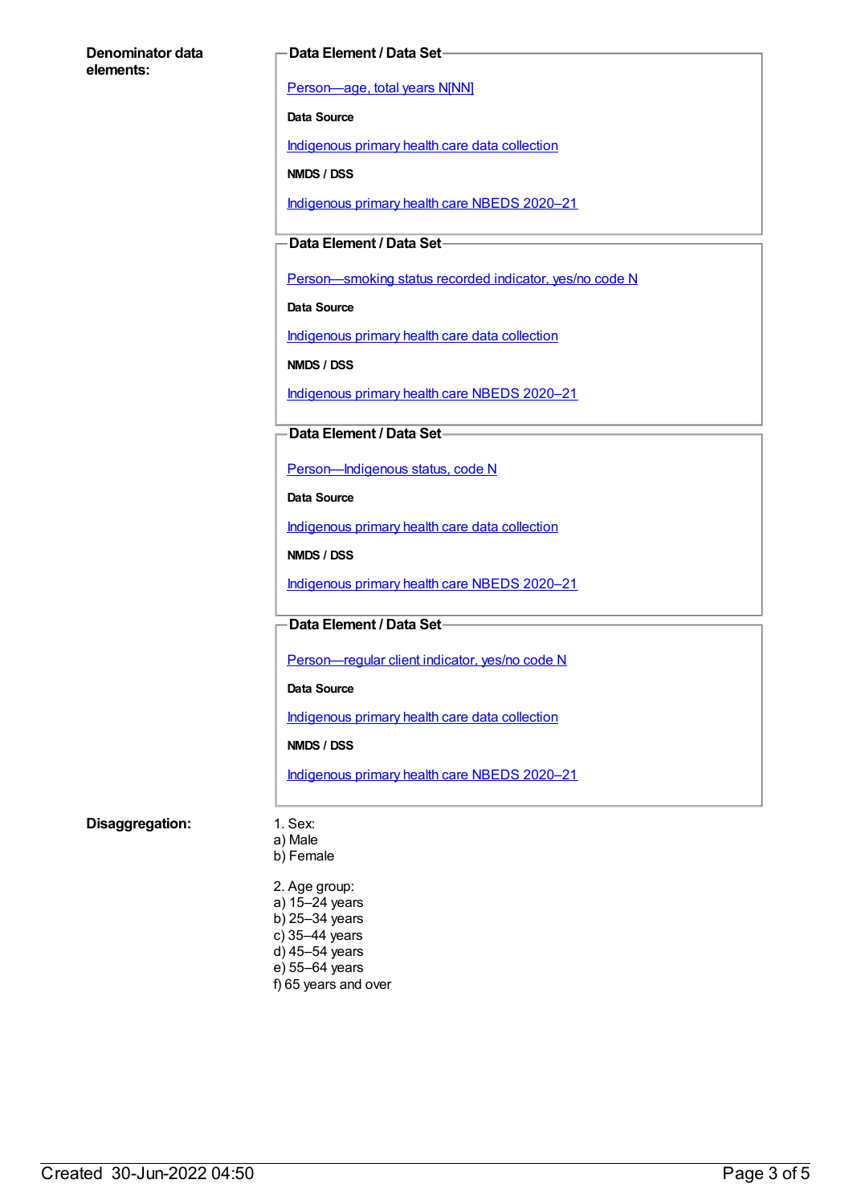**Denominator data elements:**

**Data Element / Data Set**

Person—age, total years N[NN]

**Data Source**

Indigenous primary health care data collection

**NMDS / DSS**

Indigenous primary health care NBEDS 2020–21

**Data Element / Data Set**

Person—smoking status recorded indicator, yes/no code N

**Data Source**

Indigenous primary health care data collection

**NMDS / DSS**

Indigenous primary health care NBEDS 2020–21

**Data Element / Data Set**

Person—Indigenous status, code N

**Data Source**

Indigenous primary health care data collection

**NMDS / DSS**

Indigenous primary health care NBEDS 2020–21

**Data Element / Data Set**

Person—regular client indicator, yes/no code N

**Data Source**

Indigenous primary health care data collection

**NMDS / DSS**

Indigenous primary health care NBEDS 2020–21

**Disaggregation:**

1. Sex:
a) Male
b) Female

2. Age group:
a) 15–24 years
b) 25–34 years
c) 35–44 years
d) 45–54 years
e) 55–64 years
f) 65 years and over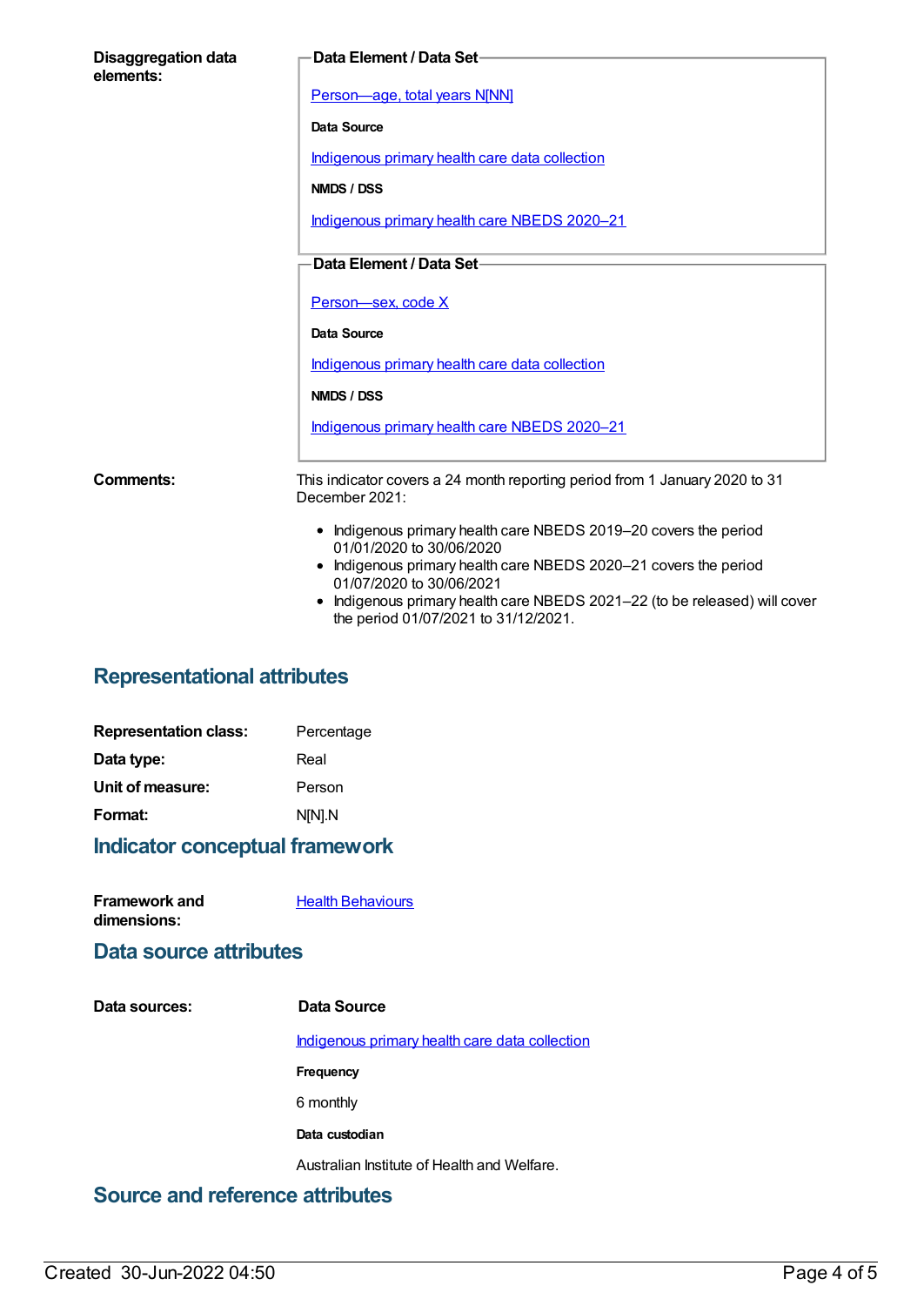**Disaggregation data elements:**

**Data Element / Data Set**

[Person—age, total years N[NN]]

**Data Source**

Indigenous primary health care data collection

**NMDS / DSS**

Indigenous primary health care NBEDS 2020–21

**Data Element / Data Set**

Person—sex, code X

**Data Source**

Indigenous primary health care data collection

**NMDS / DSS**

Indigenous primary health care NBEDS 2020–21

**Comments:**

This indicator covers a 24 month reporting period from 1 January 2020 to 31 December 2021:

- Indigenous primary health care NBEDS 2019–20 covers the period 01/01/2020 to 30/06/2020
- Indigenous primary health care NBEDS 2020–21 covers the period 01/07/2020 to 30/06/2021
- Indigenous primary health care NBEDS 2021–22 (to be released) will cover the period 01/07/2021 to 31/12/2021.

## Representational attributes

**Representation class:** Percentage

**Data type:** Real

**Unit of measure:** Person

**Format:** N[N].N

## Indicator conceptual framework

**Framework and dimensions:** Health Behaviours

## Data source attributes

**Data sources:**

**Data Source**

Indigenous primary health care data collection

**Frequency**

6 monthly

**Data custodian**

Australian Institute of Health and Welfare.

## Source and reference attributes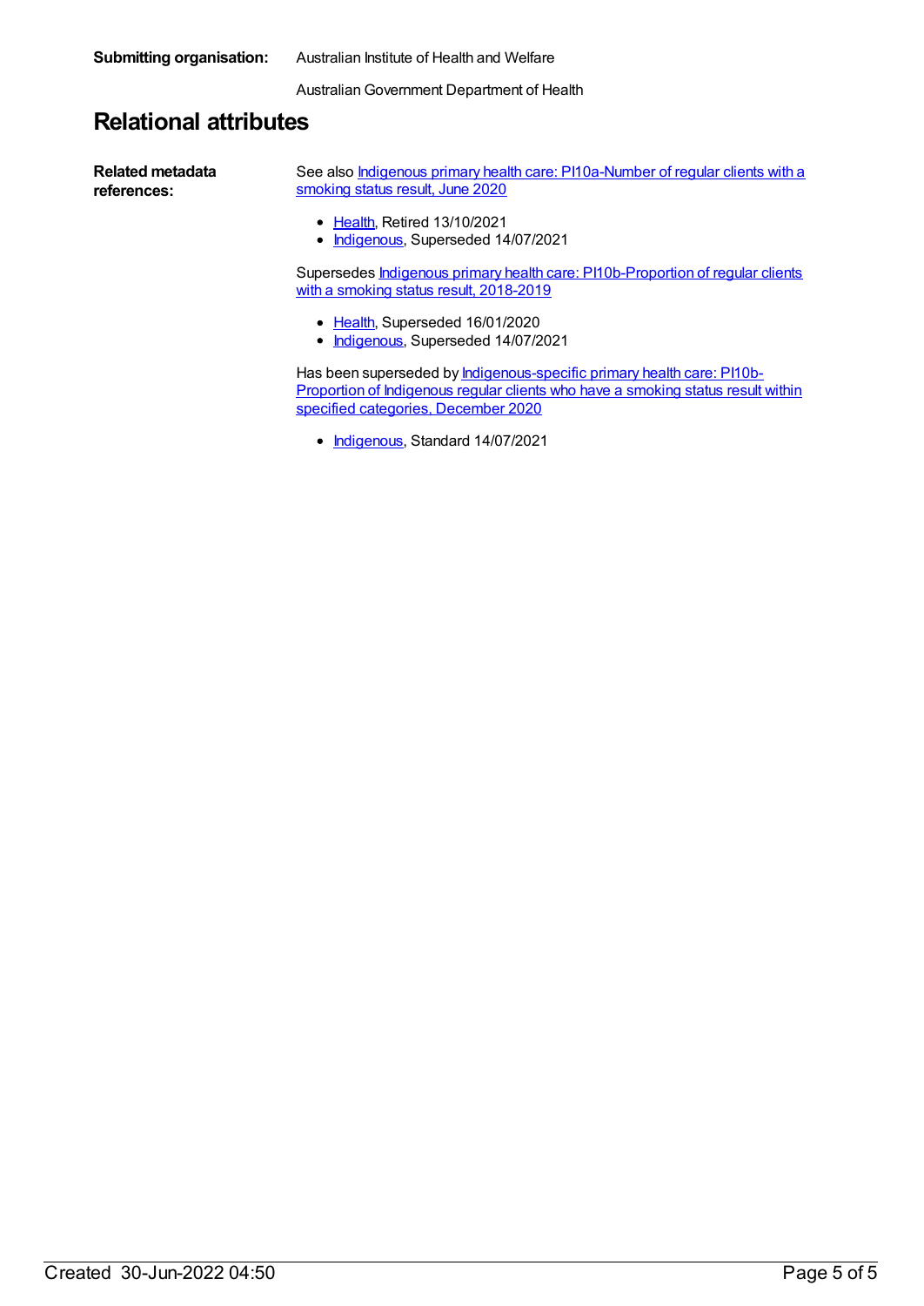**Submitting organisation:** Australian Institute of Health and Welfare

Australian Government Department of Health

## Relational attributes

**Related metadata references:**

See also Indigenous primary health care: PI10a-Number of regular clients with a smoking status result, June 2020

- Health, Retired 13/10/2021
- Indigenous, Superseded 14/07/2021

Supersedes Indigenous primary health care: PI10b-Proportion of regular clients with a smoking status result, 2018-2019

- Health, Superseded 16/01/2020
- Indigenous, Superseded 14/07/2021

Has been superseded by Indigenous-specific primary health care: PI10b-Proportion of Indigenous regular clients who have a smoking status result within specified categories, December 2020

- Indigenous, Standard 14/07/2021